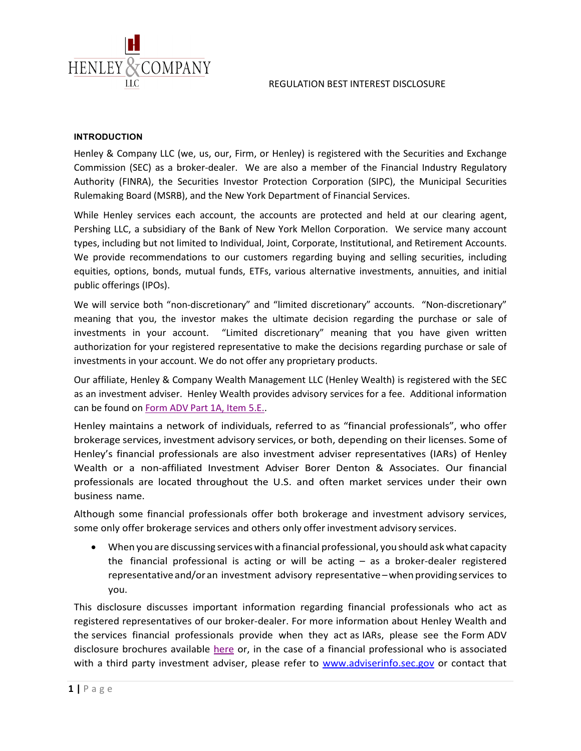HENLEY & COMPANY LLC

REGULATION BEST INTEREST DISCLOSURE

## INTRODUCTION

Henley & Company LLC (we, us, our, Firm, or Henley) is registered with the Securities and Exchange Commission (SEC) as a broker-dealer. We are also a member of the Financial Industry Regulatory Authority (FINRA), the Securities Investor Protection Corporation (SIPC), the Municipal Securities Rulemaking Board (MSRB), and the New York Department of Financial Services.

While Henley services each account, the accounts are protected and held at our clearing agent, Pershing LLC, a subsidiary of the Bank of New York Mellon Corporation. We service many account types, including but not limited to Individual, Joint, Corporate, Institutional, and Retirement Accounts. We provide recommendations to our customers regarding buying and selling securities, including equities, options, bonds, mutual funds, ETFs, various alternative investments, annuities, and initial public offerings (IPOs).

We will service both "non-discretionary" and "limited discretionary" accounts. "Non-discretionary" meaning that you, the investor makes the ultimate decision regarding the purchase or sale of investments in your account. "Limited discretionary" meaning that you have given written authorization for your registered representative to make the decisions regarding purchase or sale of investments in your account. We do not offer any proprietary products.

Our affiliate, Henley & Company Wealth Management LLC (Henley Wealth) is registered with the SEC as an investment adviser. Henley Wealth provides advisory services for a fee. Additional information can be found on Form ADV Part 1A, Item 5.E..

Henley maintains a network of individuals, referred to as "financial professionals", who offer brokerage services, investment advisory services, or both, depending on their licenses. Some of Henley's financial professionals are also investment adviser representatives (IARs) of Henley Wealth or a non-affiliated Investment Adviser Borer Denton & Associates. Our financial professionals are located throughout the U.S. and often market services under their own business name.

Although some financial professionals offer both brokerage and investment advisory services, some only offer brokerage services and others only offer investment advisory services.

- When you are discussing services with a financial professional, you should ask what capacity the financial professional is acting or will be acting – as a broker-dealer registered representative and/or an investment advisory representative – when providing services to you.

This disclosure discusses important information regarding financial professionals who act as registered representatives of our broker-dealer. For more information about Henley Wealth and the services financial professionals provide when they act as IARs, please see the Form ADV disclosure brochures available here or, in the case of a financial professional who is associated with a third party investment adviser, please refer to www.adviserinfo.sec.gov or contact that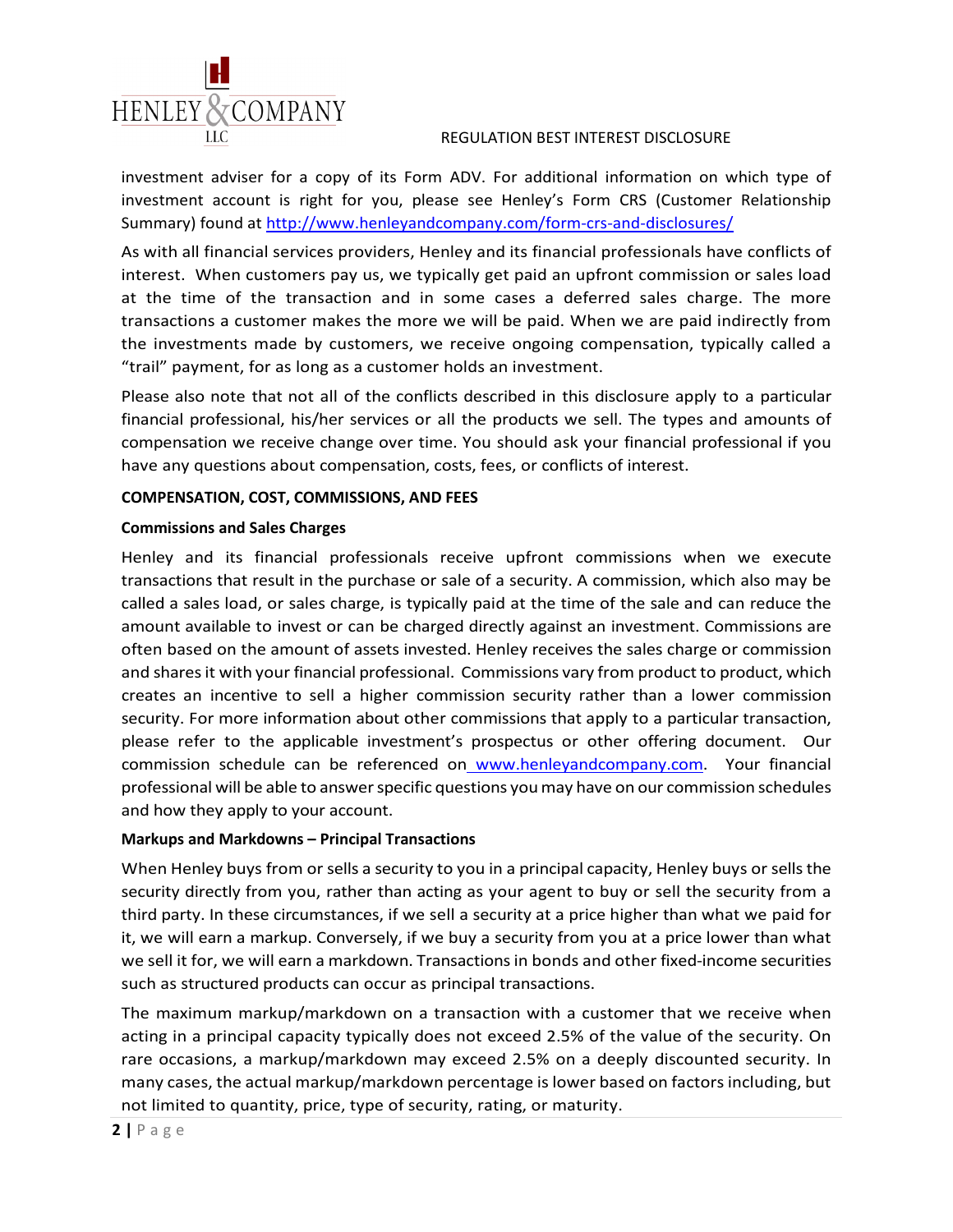investment adviser for a copy of its Form ADV. For additional information on which type of investment account is right for you, please see Henley's Form CRS (Customer Relationship Summary) found at [http://www.henleyandcompany.com/form-crs-and-disclosures/](http://www.henleyandcompany.com/form-crs-and-disclosures/)

As with all financial services providers, Henley and its financial professionals have conflicts of interest. When customers pay us, we typically get paid an upfront commission or sales load at the time of the transaction and in some cases a deferred sales charge. The more transactions a customer makes the more we will be paid. When we are paid indirectly from the investments made by customers, we receive ongoing compensation, typically called a "trail" payment, for as long as a customer holds an investment.

Please also note that not all of the conflicts described in this disclosure apply to a particular financial professional, his/her services or all the products we sell. The types and amounts of compensation we receive change over time. You should ask your financial professional if you have any questions about compensation, costs, fees, or conflicts of interest.

**COMPENSATION, COST, COMMISSIONS, AND FEES**

**Commissions and Sales Charges**

Henley and its financial professionals receive upfront commissions when we execute transactions that result in the purchase or sale of a security. A commission, which also may be called a sales load, or sales charge, is typically paid at the time of the sale and can reduce the amount available to invest or can be charged directly against an investment. Commissions are often based on the amount of assets invested. Henley receives the sales charge or commission and shares it with your financial professional. Commissions vary from product to product, which creates an incentive to sell a higher commission security rather than a lower commission security. For more information about other commissions that apply to a particular transaction, please refer to the applicable investment's prospectus or other offering document. Our commission schedule can be referenced on [www.henleyandcompany.com](http://www.henleyandcompany.com). Your financial professional will be able to answer specific questions you may have on our commission schedules and how they apply to your account.

**Markups and Markdowns – Principal Transactions**

When Henley buys from or sells a security to you in a principal capacity, Henley buys or sells the security directly from you, rather than acting as your agent to buy or sell the security from a third party. In these circumstances, if we sell a security at a price higher than what we paid for it, we will earn a markup. Conversely, if we buy a security from you at a price lower than what we sell it for, we will earn a markdown. Transactions in bonds and other fixed-income securities such as structured products can occur as principal transactions.

The maximum markup/markdown on a transaction with a customer that we receive when acting in a principal capacity typically does not exceed 2.5% of the value of the security. On rare occasions, a markup/markdown may exceed 2.5% on a deeply discounted security. In many cases, the actual markup/markdown percentage is lower based on factors including, but not limited to quantity, price, type of security, rating, or maturity.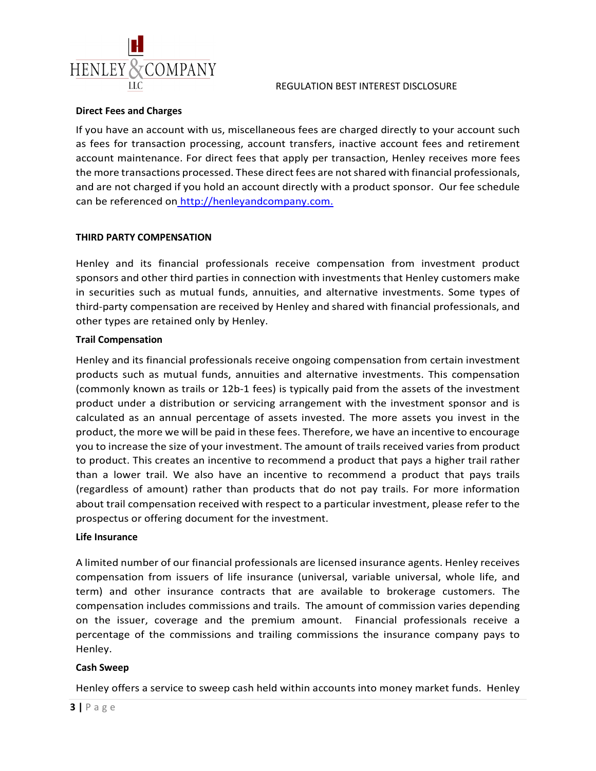**Direct Fees and Charges**

If you have an account with us, miscellaneous fees are charged directly to your account such as fees for transaction processing, account transfers, inactive account fees and retirement account maintenance. For direct fees that apply per transaction, Henley receives more fees the more transactions processed. These direct fees are not shared with financial professionals, and are not charged if you hold an account directly with a product sponsor. Our fee schedule can be referenced on http://henleyandcompany.com.

**THIRD PARTY COMPENSATION**

Henley and its financial professionals receive compensation from investment product sponsors and other third parties in connection with investments that Henley customers make in securities such as mutual funds, annuities, and alternative investments. Some types of third-party compensation are received by Henley and shared with financial professionals, and other types are retained only by Henley.

**Trail Compensation**

Henley and its financial professionals receive ongoing compensation from certain investment products such as mutual funds, annuities and alternative investments. This compensation (commonly known as trails or 12b-1 fees) is typically paid from the assets of the investment product under a distribution or servicing arrangement with the investment sponsor and is calculated as an annual percentage of assets invested. The more assets you invest in the product, the more we will be paid in these fees. Therefore, we have an incentive to encourage you to increase the size of your investment. The amount of trails received varies from product to product. This creates an incentive to recommend a product that pays a higher trail rather than a lower trail. We also have an incentive to recommend a product that pays trails (regardless of amount) rather than products that do not pay trails. For more information about trail compensation received with respect to a particular investment, please refer to the prospectus or offering document for the investment.

**Life Insurance**

A limited number of our financial professionals are licensed insurance agents. Henley receives compensation from issuers of life insurance (universal, variable universal, whole life, and term) and other insurance contracts that are available to brokerage customers. The compensation includes commissions and trails. The amount of commission varies depending on the issuer, coverage and the premium amount. Financial professionals receive a percentage of the commissions and trailing commissions the insurance company pays to Henley.

**Cash Sweep**

Henley offers a service to sweep cash held within accounts into money market funds. Henley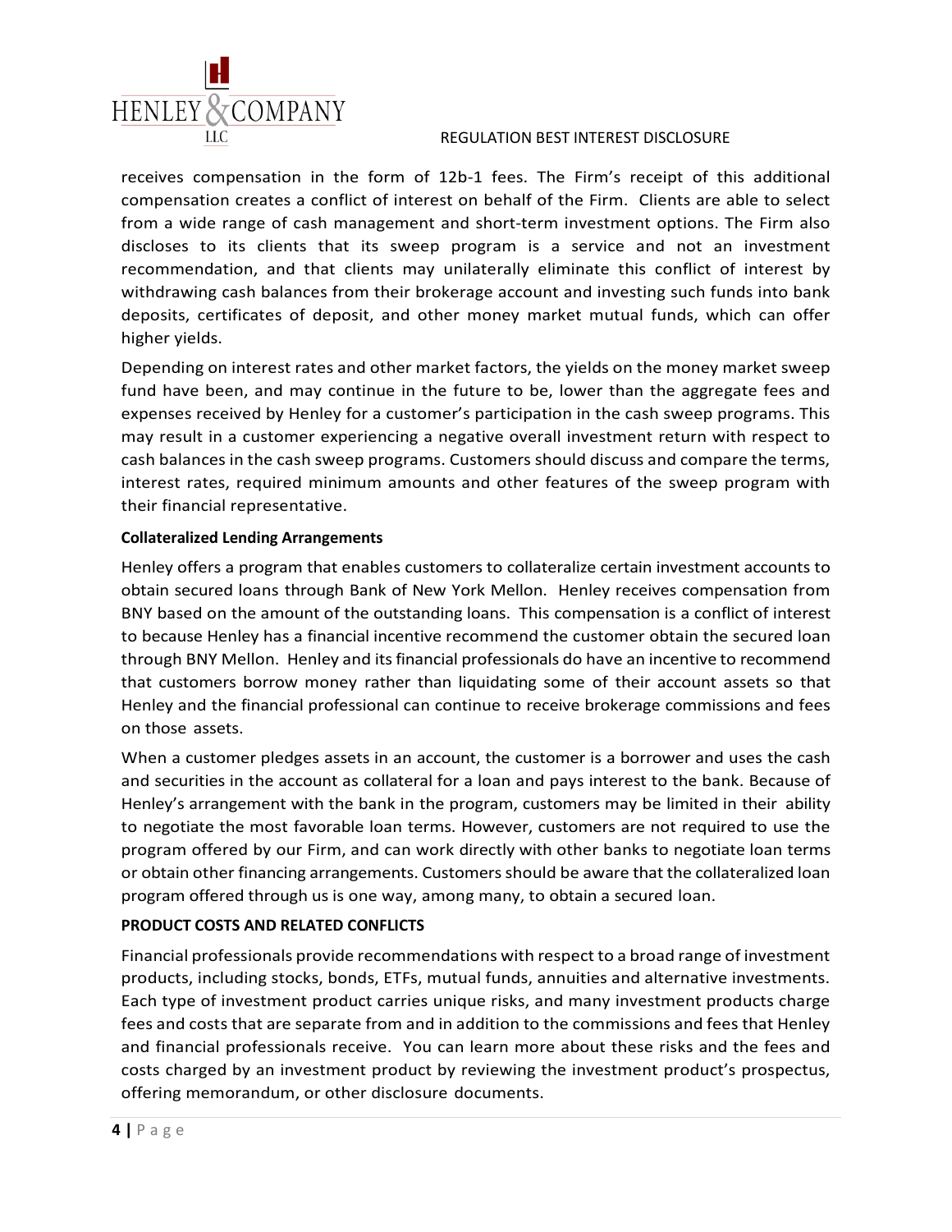receives compensation in the form of 12b-1 fees. The Firm's receipt of this additional compensation creates a conflict of interest on behalf of the Firm. Clients are able to select from a wide range of cash management and short-term investment options. The Firm also discloses to its clients that its sweep program is a service and not an investment recommendation, and that clients may unilaterally eliminate this conflict of interest by withdrawing cash balances from their brokerage account and investing such funds into bank deposits, certificates of deposit, and other money market mutual funds, which can offer higher yields.

Depending on interest rates and other market factors, the yields on the money market sweep fund have been, and may continue in the future to be, lower than the aggregate fees and expenses received by Henley for a customer's participation in the cash sweep programs. This may result in a customer experiencing a negative overall investment return with respect to cash balances in the cash sweep programs. Customers should discuss and compare the terms, interest rates, required minimum amounts and other features of the sweep program with their financial representative.

**Collateralized Lending Arrangements**

Henley offers a program that enables customers to collateralize certain investment accounts to obtain secured loans through Bank of New York Mellon. Henley receives compensation from BNY based on the amount of the outstanding loans. This compensation is a conflict of interest to because Henley has a financial incentive recommend the customer obtain the secured loan through BNY Mellon. Henley and its financial professionals do have an incentive to recommend that customers borrow money rather than liquidating some of their account assets so that Henley and the financial professional can continue to receive brokerage commissions and fees on those assets.

When a customer pledges assets in an account, the customer is a borrower and uses the cash and securities in the account as collateral for a loan and pays interest to the bank. Because of Henley's arrangement with the bank in the program, customers may be limited in their ability to negotiate the most favorable loan terms. However, customers are not required to use the program offered by our Firm, and can work directly with other banks to negotiate loan terms or obtain other financing arrangements. Customers should be aware that the collateralized loan program offered through us is one way, among many, to obtain a secured loan.

**PRODUCT COSTS AND RELATED CONFLICTS**

Financial professionals provide recommendations with respect to a broad range of investment products, including stocks, bonds, ETFs, mutual funds, annuities and alternative investments. Each type of investment product carries unique risks, and many investment products charge fees and costs that are separate from and in addition to the commissions and fees that Henley and financial professionals receive. You can learn more about these risks and the fees and costs charged by an investment product by reviewing the investment product's prospectus, offering memorandum, or other disclosure documents.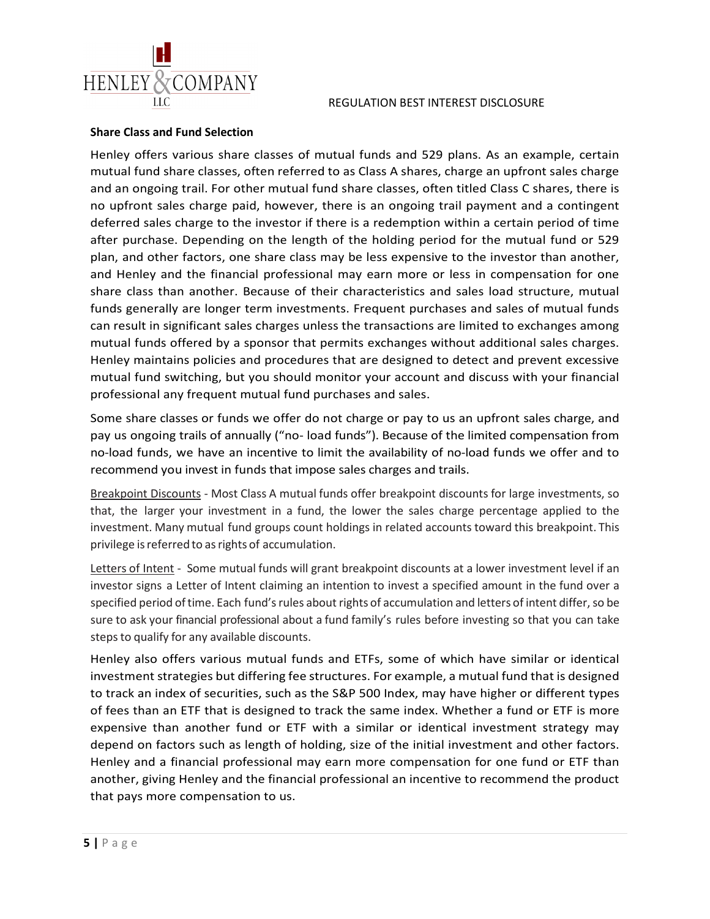**Share Class and Fund Selection**

Henley offers various share classes of mutual funds and 529 plans. As an example, certain mutual fund share classes, often referred to as Class A shares, charge an upfront sales charge and an ongoing trail. For other mutual fund share classes, often titled Class C shares, there is no upfront sales charge paid, however, there is an ongoing trail payment and a contingent deferred sales charge to the investor if there is a redemption within a certain period of time after purchase. Depending on the length of the holding period for the mutual fund or 529 plan, and other factors, one share class may be less expensive to the investor than another, and Henley and the financial professional may earn more or less in compensation for one share class than another. Because of their characteristics and sales load structure, mutual funds generally are longer term investments. Frequent purchases and sales of mutual funds can result in significant sales charges unless the transactions are limited to exchanges among mutual funds offered by a sponsor that permits exchanges without additional sales charges. Henley maintains policies and procedures that are designed to detect and prevent excessive mutual fund switching, but you should monitor your account and discuss with your financial professional any frequent mutual fund purchases and sales.

Some share classes or funds we offer do not charge or pay to us an upfront sales charge, and pay us ongoing trails of annually ("no- load funds"). Because of the limited compensation from no-load funds, we have an incentive to limit the availability of no-load funds we offer and to recommend you invest in funds that impose sales charges and trails.

Breakpoint Discounts - Most Class A mutual funds offer breakpoint discounts for large investments, so that, the larger your investment in a fund, the lower the sales charge percentage applied to the investment. Many mutual fund groups count holdings in related accounts toward this breakpoint. This privilege is referred to as rights of accumulation.

Letters of Intent - Some mutual funds will grant breakpoint discounts at a lower investment level if an investor signs a Letter of Intent claiming an intention to invest a specified amount in the fund over a specified period of time. Each fund's rules about rights of accumulation and letters of intent differ, so be sure to ask your financial professional about a fund family's rules before investing so that you can take steps to qualify for any available discounts.

Henley also offers various mutual funds and ETFs, some of which have similar or identical investment strategies but differing fee structures. For example, a mutual fund that is designed to track an index of securities, such as the S&P 500 Index, may have higher or different types of fees than an ETF that is designed to track the same index. Whether a fund or ETF is more expensive than another fund or ETF with a similar or identical investment strategy may depend on factors such as length of holding, size of the initial investment and other factors. Henley and a financial professional may earn more compensation for one fund or ETF than another, giving Henley and the financial professional an incentive to recommend the product that pays more compensation to us.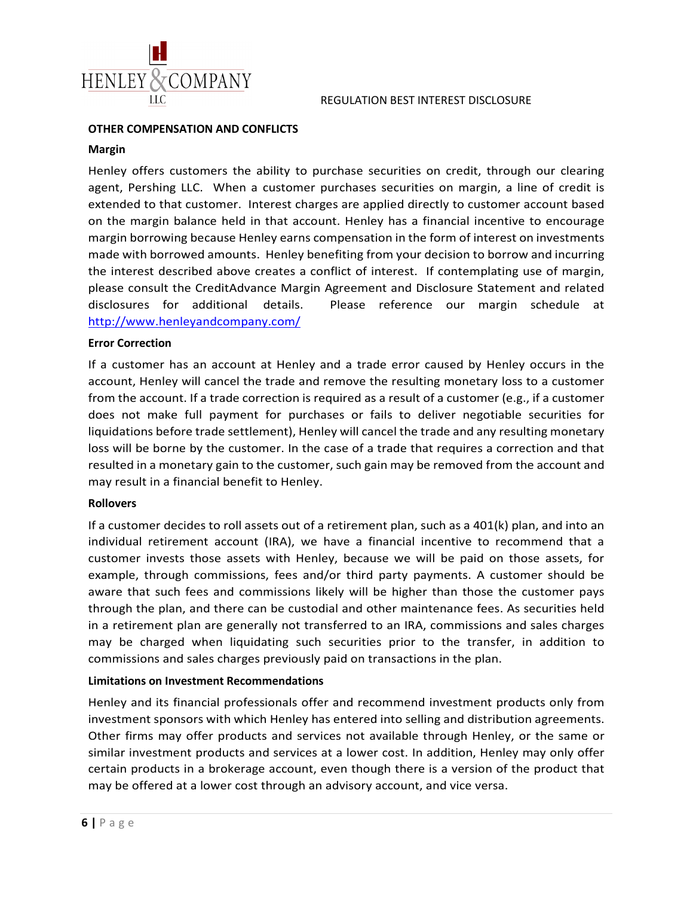## OTHER COMPENSATION AND CONFLICTS

### Margin

Henley offers customers the ability to purchase securities on credit, through our clearing agent, Pershing LLC. When a customer purchases securities on margin, a line of credit is extended to that customer. Interest charges are applied directly to customer account based on the margin balance held in that account. Henley has a financial incentive to encourage margin borrowing because Henley earns compensation in the form of interest on investments made with borrowed amounts. Henley benefiting from your decision to borrow and incurring the interest described above creates a conflict of interest. If contemplating use of margin, please consult the CreditAdvance Margin Agreement and Disclosure Statement and related disclosures for additional details. Please reference our margin schedule at [http://www.henleyandcompany.com/](http://www.henleyandcompany.com/)

### Error Correction

If a customer has an account at Henley and a trade error caused by Henley occurs in the account, Henley will cancel the trade and remove the resulting monetary loss to a customer from the account. If a trade correction is required as a result of a customer (e.g., if a customer does not make full payment for purchases or fails to deliver negotiable securities for liquidations before trade settlement), Henley will cancel the trade and any resulting monetary loss will be borne by the customer. In the case of a trade that requires a correction and that resulted in a monetary gain to the customer, such gain may be removed from the account and may result in a financial benefit to Henley.

### Rollovers

If a customer decides to roll assets out of a retirement plan, such as a 401(k) plan, and into an individual retirement account (IRA), we have a financial incentive to recommend that a customer invests those assets with Henley, because we will be paid on those assets, for example, through commissions, fees and/or third party payments. A customer should be aware that such fees and commissions likely will be higher than those the customer pays through the plan, and there can be custodial and other maintenance fees. As securities held in a retirement plan are generally not transferred to an IRA, commissions and sales charges may be charged when liquidating such securities prior to the transfer, in addition to commissions and sales charges previously paid on transactions in the plan.

### Limitations on Investment Recommendations

Henley and its financial professionals offer and recommend investment products only from investment sponsors with which Henley has entered into selling and distribution agreements. Other firms may offer products and services not available through Henley, or the same or similar investment products and services at a lower cost. In addition, Henley may only offer certain products in a brokerage account, even though there is a version of the product that may be offered at a lower cost through an advisory account, and vice versa.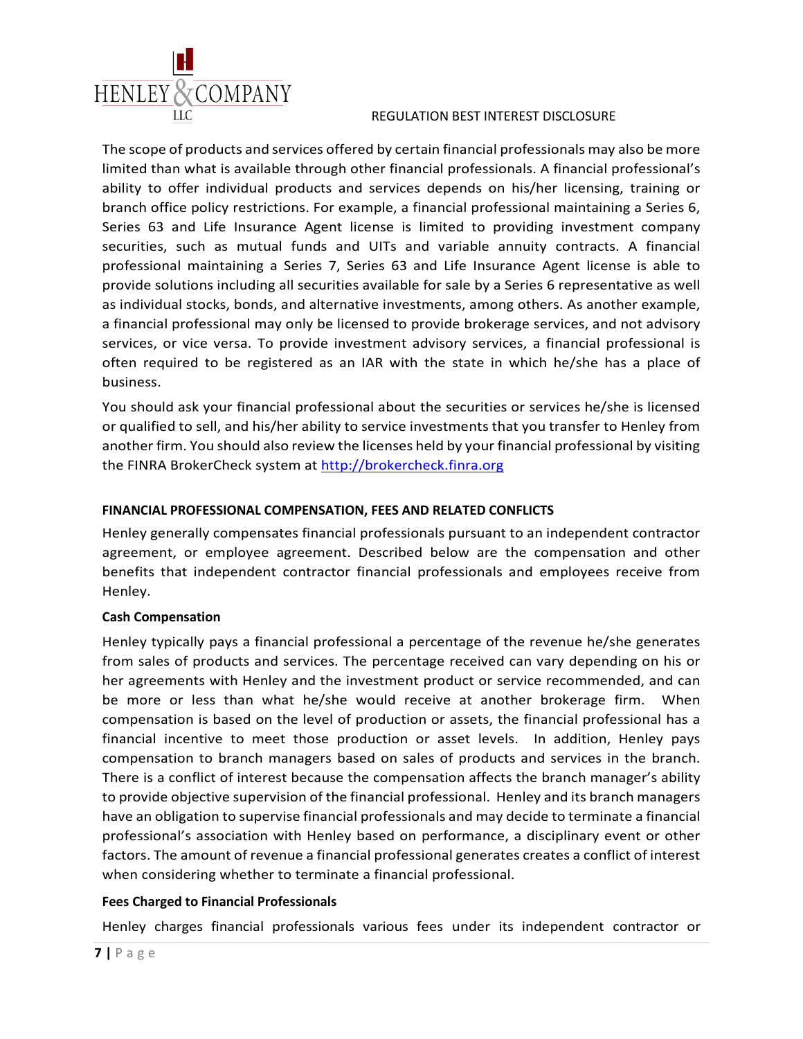The scope of products and services offered by certain financial professionals may also be more limited than what is available through other financial professionals. A financial professional's ability to offer individual products and services depends on his/her licensing, training or branch office policy restrictions. For example, a financial professional maintaining a Series 6, Series 63 and Life Insurance Agent license is limited to providing investment company securities, such as mutual funds and UITs and variable annuity contracts. A financial professional maintaining a Series 7, Series 63 and Life Insurance Agent license is able to provide solutions including all securities available for sale by a Series 6 representative as well as individual stocks, bonds, and alternative investments, among others. As another example, a financial professional may only be licensed to provide brokerage services, and not advisory services, or vice versa. To provide investment advisory services, a financial professional is often required to be registered as an IAR with the state in which he/she has a place of business.

You should ask your financial professional about the securities or services he/she is licensed or qualified to sell, and his/her ability to service investments that you transfer to Henley from another firm. You should also review the licenses held by your financial professional by visiting the FINRA BrokerCheck system at [http://brokercheck.finra.org](http://brokercheck.finra.org)

**FINANCIAL PROFESSIONAL COMPENSATION, FEES AND RELATED CONFLICTS**

Henley generally compensates financial professionals pursuant to an independent contractor agreement, or employee agreement. Described below are the compensation and other benefits that independent contractor financial professionals and employees receive from Henley.

**Cash Compensation**

Henley typically pays a financial professional a percentage of the revenue he/she generates from sales of products and services. The percentage received can vary depending on his or her agreements with Henley and the investment product or service recommended, and can be more or less than what he/she would receive at another brokerage firm. When compensation is based on the level of production or assets, the financial professional has a financial incentive to meet those production or asset levels. In addition, Henley pays compensation to branch managers based on sales of products and services in the branch. There is a conflict of interest because the compensation affects the branch manager's ability to provide objective supervision of the financial professional. Henley and its branch managers have an obligation to supervise financial professionals and may decide to terminate a financial professional's association with Henley based on performance, a disciplinary event or other factors. The amount of revenue a financial professional generates creates a conflict of interest when considering whether to terminate a financial professional.

**Fees Charged to Financial Professionals**

Henley charges financial professionals various fees under its independent contractor or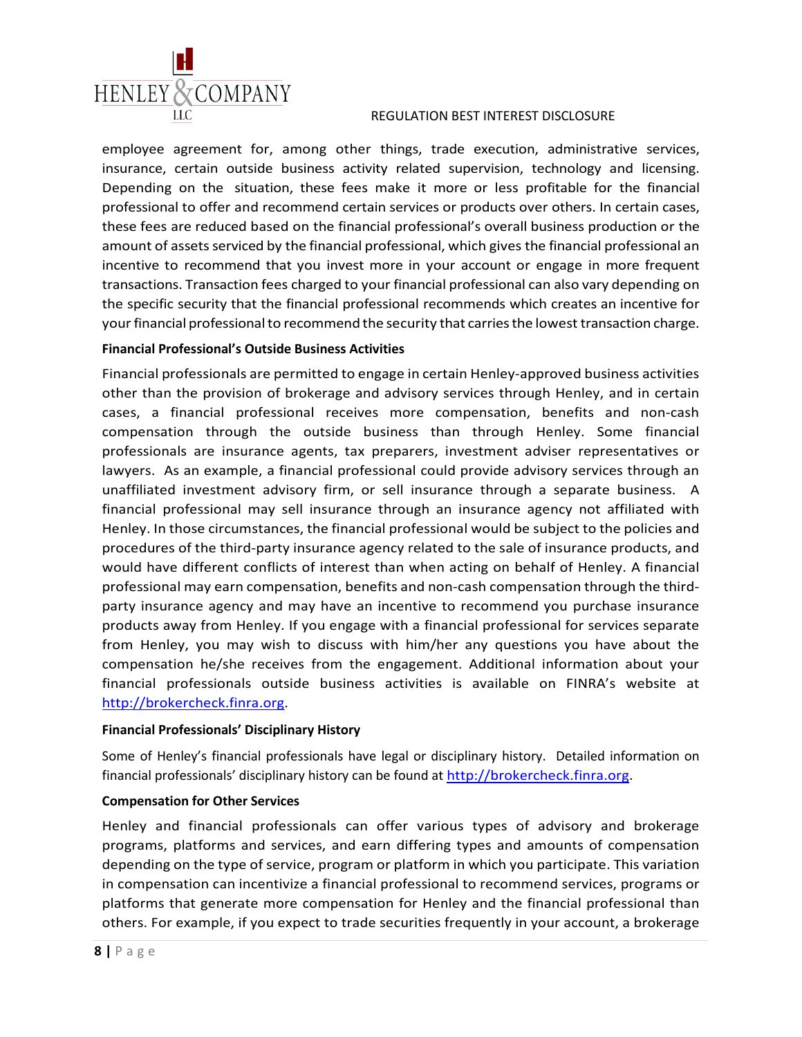employee agreement for, among other things, trade execution, administrative services, insurance, certain outside business activity related supervision, technology and licensing. Depending on the situation, these fees make it more or less profitable for the financial professional to offer and recommend certain services or products over others. In certain cases, these fees are reduced based on the financial professional's overall business production or the amount of assets serviced by the financial professional, which gives the financial professional an incentive to recommend that you invest more in your account or engage in more frequent transactions. Transaction fees charged to your financial professional can also vary depending on the specific security that the financial professional recommends which creates an incentive for your financial professional to recommend the security that carries the lowest transaction charge.

**Financial Professional's Outside Business Activities**

Financial professionals are permitted to engage in certain Henley-approved business activities other than the provision of brokerage and advisory services through Henley, and in certain cases, a financial professional receives more compensation, benefits and non-cash compensation through the outside business than through Henley. Some financial professionals are insurance agents, tax preparers, investment adviser representatives or lawyers. As an example, a financial professional could provide advisory services through an unaffiliated investment advisory firm, or sell insurance through a separate business. A financial professional may sell insurance through an insurance agency not affiliated with Henley. In those circumstances, the financial professional would be subject to the policies and procedures of the third-party insurance agency related to the sale of insurance products, and would have different conflicts of interest than when acting on behalf of Henley. A financial professional may earn compensation, benefits and non-cash compensation through the third-party insurance agency and may have an incentive to recommend you purchase insurance products away from Henley. If you engage with a financial professional for services separate from Henley, you may wish to discuss with him/her any questions you have about the compensation he/she receives from the engagement. Additional information about your financial professionals outside business activities is available on FINRA's website at http://brokercheck.finra.org.

**Financial Professionals' Disciplinary History**

Some of Henley's financial professionals have legal or disciplinary history. Detailed information on financial professionals' disciplinary history can be found at http://brokercheck.finra.org.

**Compensation for Other Services**

Henley and financial professionals can offer various types of advisory and brokerage programs, platforms and services, and earn differing types and amounts of compensation depending on the type of service, program or platform in which you participate. This variation in compensation can incentivize a financial professional to recommend services, programs or platforms that generate more compensation for Henley and the financial professional than others. For example, if you expect to trade securities frequently in your account, a brokerage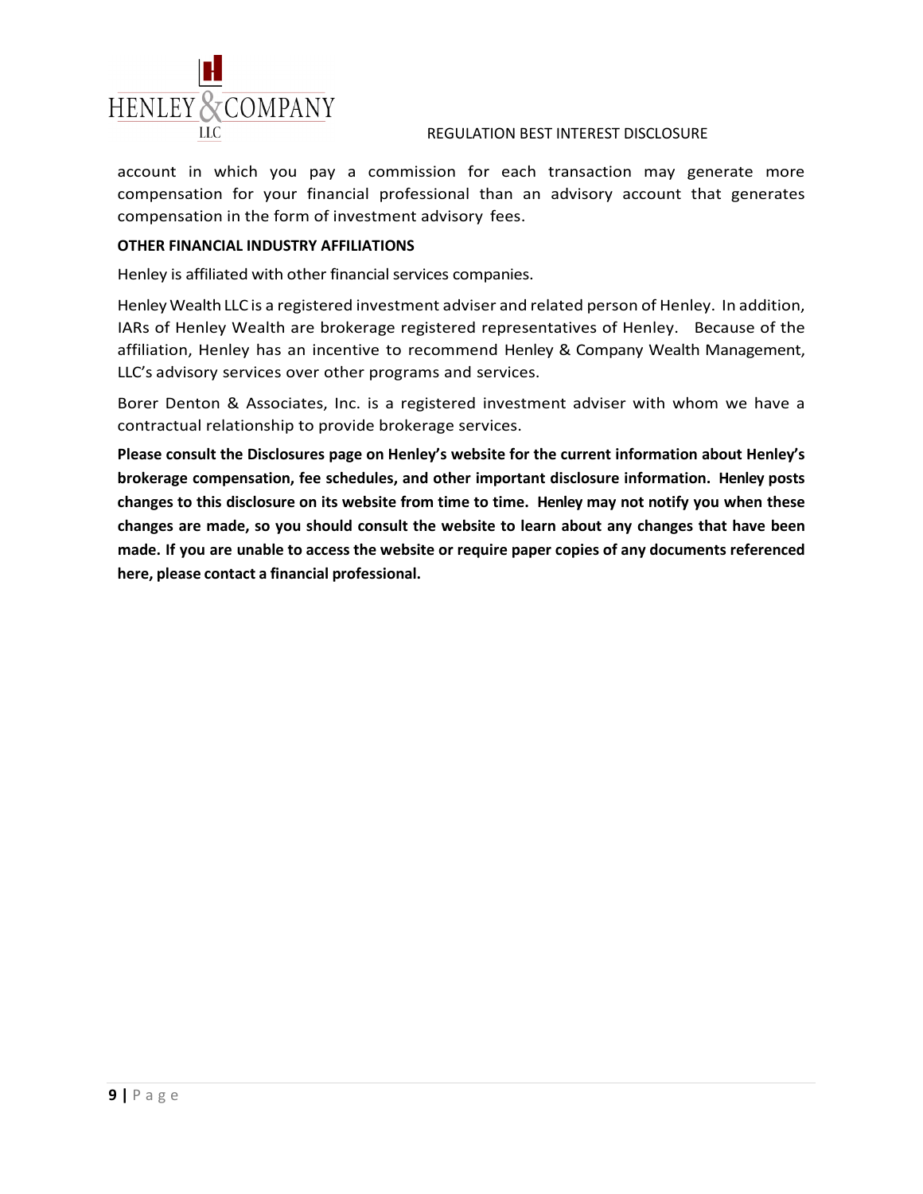account in which you pay a commission for each transaction may generate more compensation for your financial professional than an advisory account that generates compensation in the form of investment advisory fees.

**OTHER FINANCIAL INDUSTRY AFFILIATIONS**

Henley is affiliated with other financial services companies.

Henley Wealth LLC is a registered investment adviser and related person of Henley. In addition, IARs of Henley Wealth are brokerage registered representatives of Henley. Because of the affiliation, Henley has an incentive to recommend Henley & Company Wealth Management, LLC's advisory services over other programs and services.

Borer Denton & Associates, Inc. is a registered investment adviser with whom we have a contractual relationship to provide brokerage services.

**Please consult the Disclosures page on Henley's website for the current information about Henley's brokerage compensation, fee schedules, and other important disclosure information. Henley posts changes to this disclosure on its website from time to time. Henley may not notify you when these changes are made, so you should consult the website to learn about any changes that have been made. If you are unable to access the website or require paper copies of any documents referenced here, please contact a financial professional.**